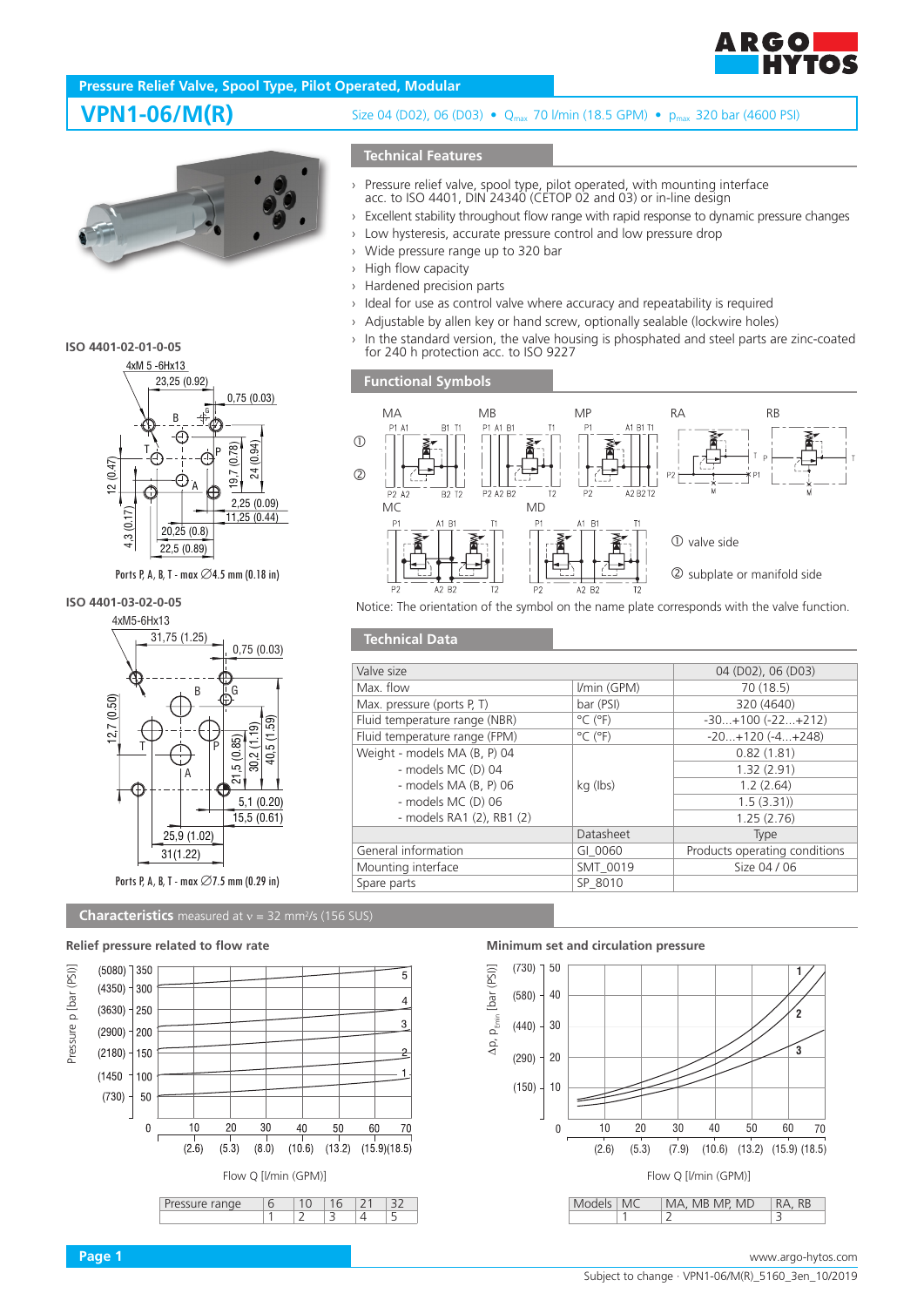## Pressure Relief Valve, Spool Type, Pilot Operated, Modular

# VPN1-06/M(R)

Size 04 (D02), 06 (D03) • $Q_{max}$ 70 l/min (18.5 GPM) • $p_{max}$ 320 bar (4600 PSI)

### Technical Features

- Pressure relief valve, spool type, pilot operated, with mounting interface acc. to ISO 4401, DIN 24340 (CETOP 02 and 03) or in-line design
- Excellent stability throughout flow range with rapid response to dynamic pressure changes
- Low hysteresis, accurate pressure control and low pressure drop
- Wide pressure range up to 320 bar
- High flow capacity
- Hardened precision parts
- Ideal for use as control valve where accuracy and repeatability is required
- Adjustable by allen key or hand screw, optionally sealable (lockwire holes)
- In the standard version, the valve housing is phosphated and steel parts are zinc-coated for 240 h protection acc. to ISO 9227

**ISO 4401-02-01-0-05**

Ports P, A, B, T - max ∅4.5 mm (0.18 in)

**ISO 4401-03-02-0-05**

Ports P, A, B, T - max ∅7.5 mm (0.29 in)

### Functional Symbols

MA, MB, MP, RA, RB, MC, MD

① valve side

② subplate or manifold side

Notice: The orientation of the symbol on the name plate corresponds with the valve function.

### Technical Data

| Valve size | | 04 (D02), 06 (D03) |
|---|---|---|
| Max. flow | l/min (GPM) | 70 (18.5) |
| Max. pressure (ports P, T) | bar (PSI) | 320 (4640) |
| Fluid temperature range (NBR) | °C (°F) | -30...+100 (-22...+212) |
| Fluid temperature range (FPM) | °C (°F) | -20...+120 (-4...+248) |
| Weight - models MA (B, P) 04 | kg (lbs) | 0.82 (1.81) |
| - models MC (D) 04 | | 1.32 (2.91) |
| - models MA (B, P) 06 | | 1.2 (2.64) |
| - models MC (D) 06 | | 1.5 (3.31)) |
| - models RA1 (2), RB1 (2) | | 1.25 (2.76) |
| | Datasheet | Type |
| General information | GI_0060 | Products operating conditions |
| Mounting interface | SMT_0019 | Size 04 / 06 |
| Spare parts | SP_8010 | |

### Characteristics measured at ν = 32 mm²/s (156 SUS)

**Relief pressure related to flow rate**

| Pressure range | 6 | 10 | 16 | 21 | 32 |
|---|---|---|---|---|---|
| | 1 | 2 | 3 | 4 | 5 |

**Minimum set and circulation pressure**

| Models | MC | MA, MB MP, MD | RA, RB |
|---|---|---|---|
| | 1 | 2 | 3 |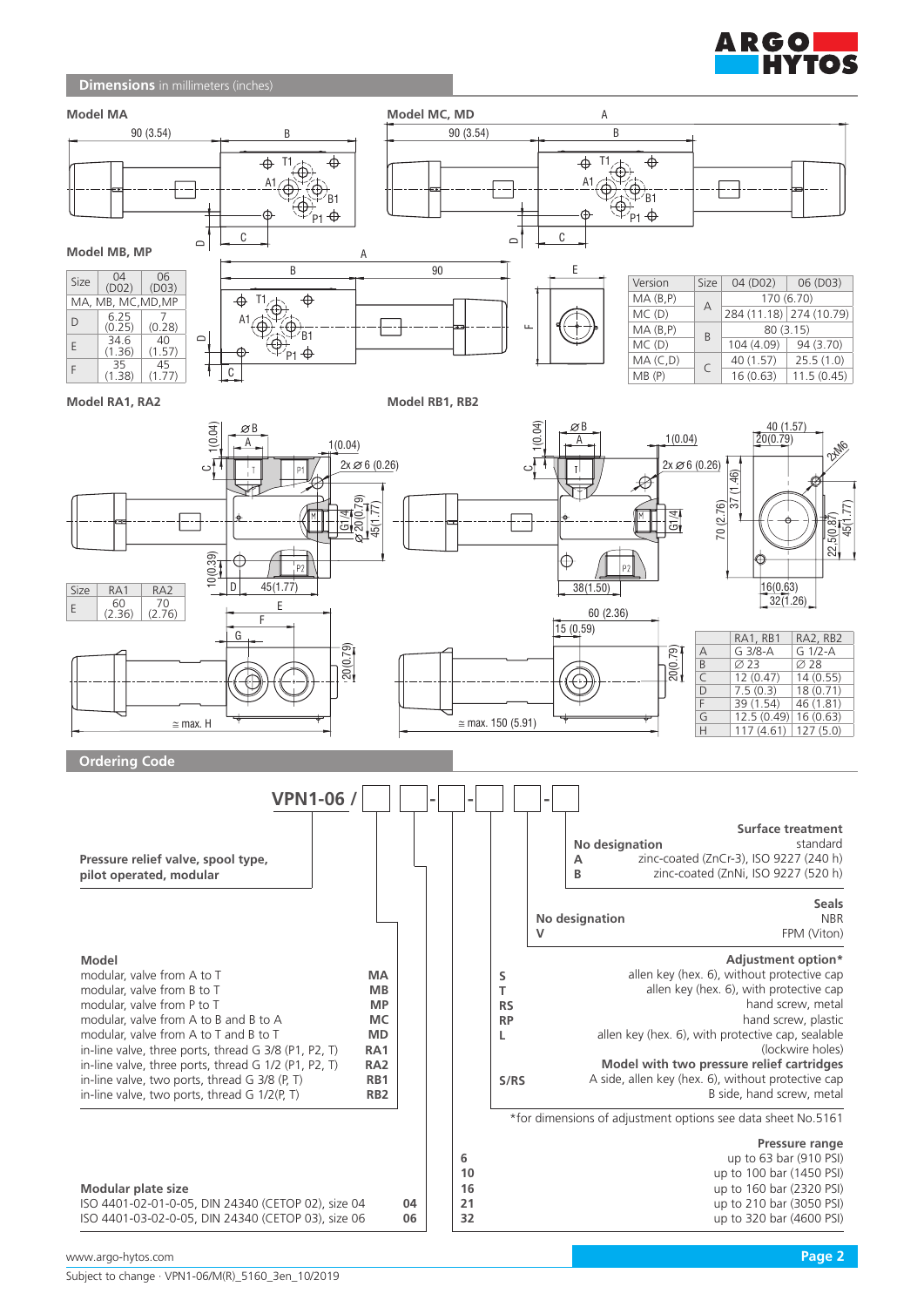## Dimensions in millimeters (inches)

**Model MA**

90 (3.54)

**Model MC, MD**

90 (3.54)

**Model MB, MP**

| Size | 04 (D02) | 06 (D03) |
|---|---|---|
| MA, MB, MC,MD,MP | | |
| D | 6.25 (0.25) | 7 (0.28) |
| E | 34.6 (1.36) | 40 (1.57) |
| F | 35 (1.38) | 45 (1.77) |

| Version | Size | 04 (D02) | 06 (D03) |
|---|---|---|---|
| MA (B,P) | A | 170 (6.70) | |
| MC (D) | | 284 (11.18) | 274 (10.79) |
| MA (B,P) | B | 80 (3.15) | |
| MC (D) | | 104 (4.09) | 94 (3.70) |
| MA (C,D) | C | 40 (1.57) | 25.5 (1.0) |
| MB (P) | | 16 (0.63) | 11.5 (0.45) |

**Model RA1, RA2**

| Size | RA1 | RA2 |
|---|---|---|
| E | 60 (2.36) | 70 (2.76) |

≅ max. H

**Model RB1, RB2**

≅ max. 150 (5.91)

| | RA1, RB1 | RA2, RB2 |
|---|---|---|
| A | G 3/8-A | G 1/2-A |
| B | ∅ 23 | ∅ 28 |
| C | 12 (0.47) | 14 (0.55) |
| D | 7.5 (0.3) | 18 (0.71) |
| F | 39 (1.54) | 46 (1.81) |
| G | 12.5 (0.49) | 16 (0.63) |
| H | 117 (4.61) | 127 (5.0) |

## Ordering Code

**VPN1-06 / [ ] [ ] - [ ] - [ ] [ ] - [ ]**

**Pressure relief valve, spool type, pilot operated, modular**

**Model**

| | |
|---|---|
| modular, valve from A to T | **MA** |
| modular, valve from B to T | **MB** |
| modular, valve from P to T | **MP** |
| modular, valve from A to B and B to A | **MC** |
| modular, valve from A to T and B to T | **MD** |
| in-line valve, three ports, thread G 3/8 (P1, P2, T) | **RA1** |
| in-line valve, three ports, thread G 1/2 (P1, P2, T) | **RA2** |
| in-line valve, two ports, thread G 3/8 (P, T) | **RB1** |
| in-line valve, two ports, thread G 1/2(P, T) | **RB2** |

**Modular plate size**

| | |
|---|---|
| ISO 4401-02-01-0-05, DIN 24340 (CETOP 02), size 04 | **04** |
| ISO 4401-03-02-0-05, DIN 24340 (CETOP 03), size 06 | **06** |

**Pressure range**

| | |
|---|---|
| **6** | up to 63 bar (910 PSI) |
| **10** | up to 100 bar (1450 PSI) |
| **16** | up to 160 bar (2320 PSI) |
| **21** | up to 210 bar (3050 PSI) |
| **32** | up to 320 bar (4600 PSI) |

**Adjustment option***

| | |
|---|---|
| **S** | allen key (hex. 6), without protective cap |
| **T** | allen key (hex. 6), with protective cap |
| **RS** | hand screw, metal |
| **RP** | hand screw, plastic |
| **L** | allen key (hex. 6), with protective cap, sealable (lockwire holes) |

**Model with two pressure relief cartridges**

| | |
|---|---|
| **S/RS** | A side, allen key (hex. 6), without protective cap<br>B side, hand screw, metal |

*for dimensions of adjustment options see data sheet No.5161

**Seals**

| | |
|---|---|
| **No designation** | NBR |
| **V** | FPM (Viton) |

**Surface treatment**

| | |
|---|---|
| **No designation** | standard |
| **A** | zinc-coated (ZnCr-3), ISO 9227 (240 h) |
| **B** | zinc-coated (ZnNi, ISO 9227 (520 h) |